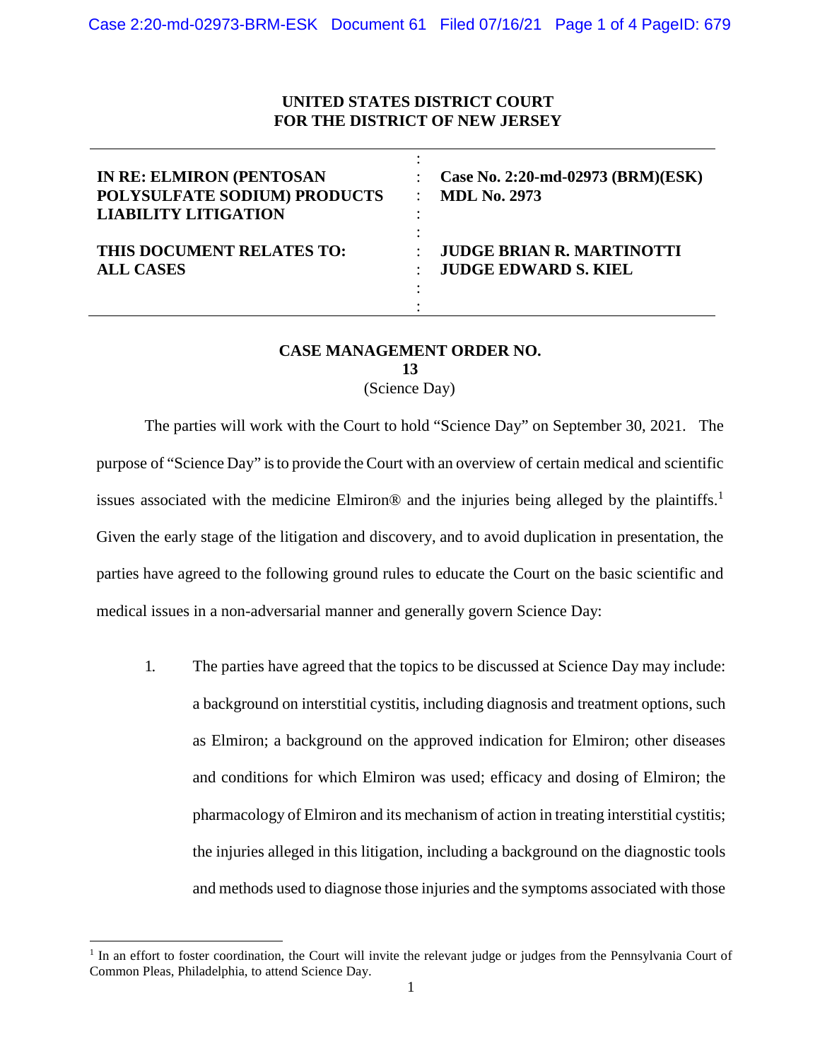**UNITED STATES DISTRICT COURT**
**FOR THE DISTRICT OF NEW JERSEY**

| | |
|---|---|
| **IN RE: ELMIRON (PENTOSAN POLYSULFATE SODIUM) PRODUCTS LIABILITY LITIGATION** | **Case No. 2:20-md-02973 (BRM)(ESK)** **MDL No. 2973** |
| **THIS DOCUMENT RELATES TO: ALL CASES** | **JUDGE BRIAN R. MARTINOTTI** **JUDGE EDWARD S. KIEL** |

## CASE MANAGEMENT ORDER NO. 13
(Science Day)

The parties will work with the Court to hold "Science Day" on September 30, 2021. The purpose of "Science Day" is to provide the Court with an overview of certain medical and scientific issues associated with the medicine Elmiron® and the injuries being alleged by the plaintiffs.[1] Given the early stage of the litigation and discovery, and to avoid duplication in presentation, the parties have agreed to the following ground rules to educate the Court on the basic scientific and medical issues in a non-adversarial manner and generally govern Science Day:

1. The parties have agreed that the topics to be discussed at Science Day may include: a background on interstitial cystitis, including diagnosis and treatment options, such as Elmiron; a background on the approved indication for Elmiron; other diseases and conditions for which Elmiron was used; efficacy and dosing of Elmiron; the pharmacology of Elmiron and its mechanism of action in treating interstitial cystitis; the injuries alleged in this litigation, including a background on the diagnostic tools and methods used to diagnose those injuries and the symptoms associated with those

[1] In an effort to foster coordination, the Court will invite the relevant judge or judges from the Pennsylvania Court of Common Pleas, Philadelphia, to attend Science Day.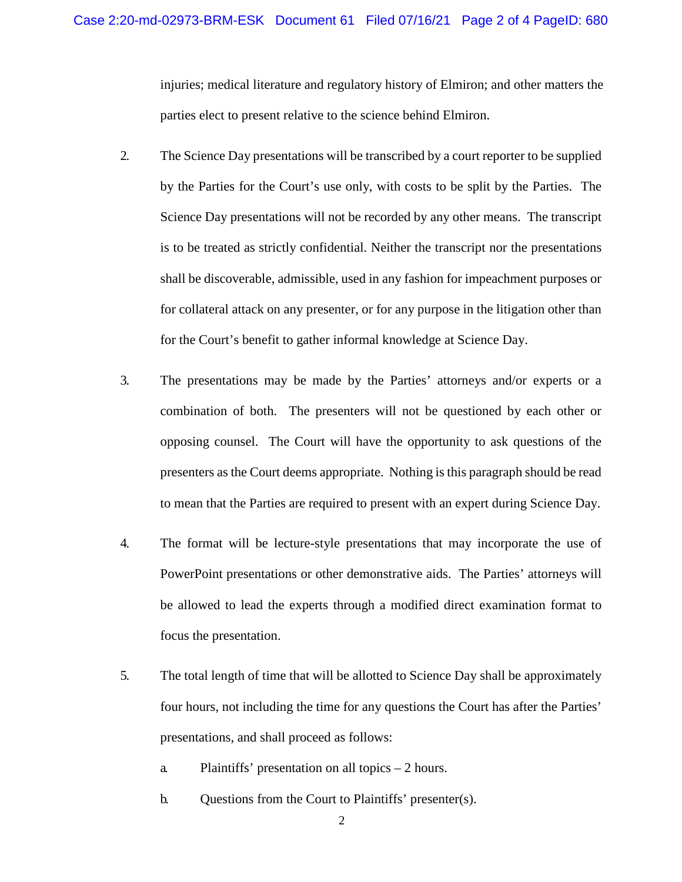injuries; medical literature and regulatory history of Elmiron; and other matters the parties elect to present relative to the science behind Elmiron.

2. The Science Day presentations will be transcribed by a court reporter to be supplied by the Parties for the Court's use only, with costs to be split by the Parties. The Science Day presentations will not be recorded by any other means. The transcript is to be treated as strictly confidential. Neither the transcript nor the presentations shall be discoverable, admissible, used in any fashion for impeachment purposes or for collateral attack on any presenter, or for any purpose in the litigation other than for the Court's benefit to gather informal knowledge at Science Day.

3. The presentations may be made by the Parties' attorneys and/or experts or a combination of both. The presenters will not be questioned by each other or opposing counsel. The Court will have the opportunity to ask questions of the presenters as the Court deems appropriate. Nothing is this paragraph should be read to mean that the Parties are required to present with an expert during Science Day.

4. The format will be lecture-style presentations that may incorporate the use of PowerPoint presentations or other demonstrative aids. The Parties' attorneys will be allowed to lead the experts through a modified direct examination format to focus the presentation.

5. The total length of time that will be allotted to Science Day shall be approximately four hours, not including the time for any questions the Court has after the Parties' presentations, and shall proceed as follows:

   a. Plaintiffs' presentation on all topics – 2 hours.

   b. Questions from the Court to Plaintiffs' presenter(s).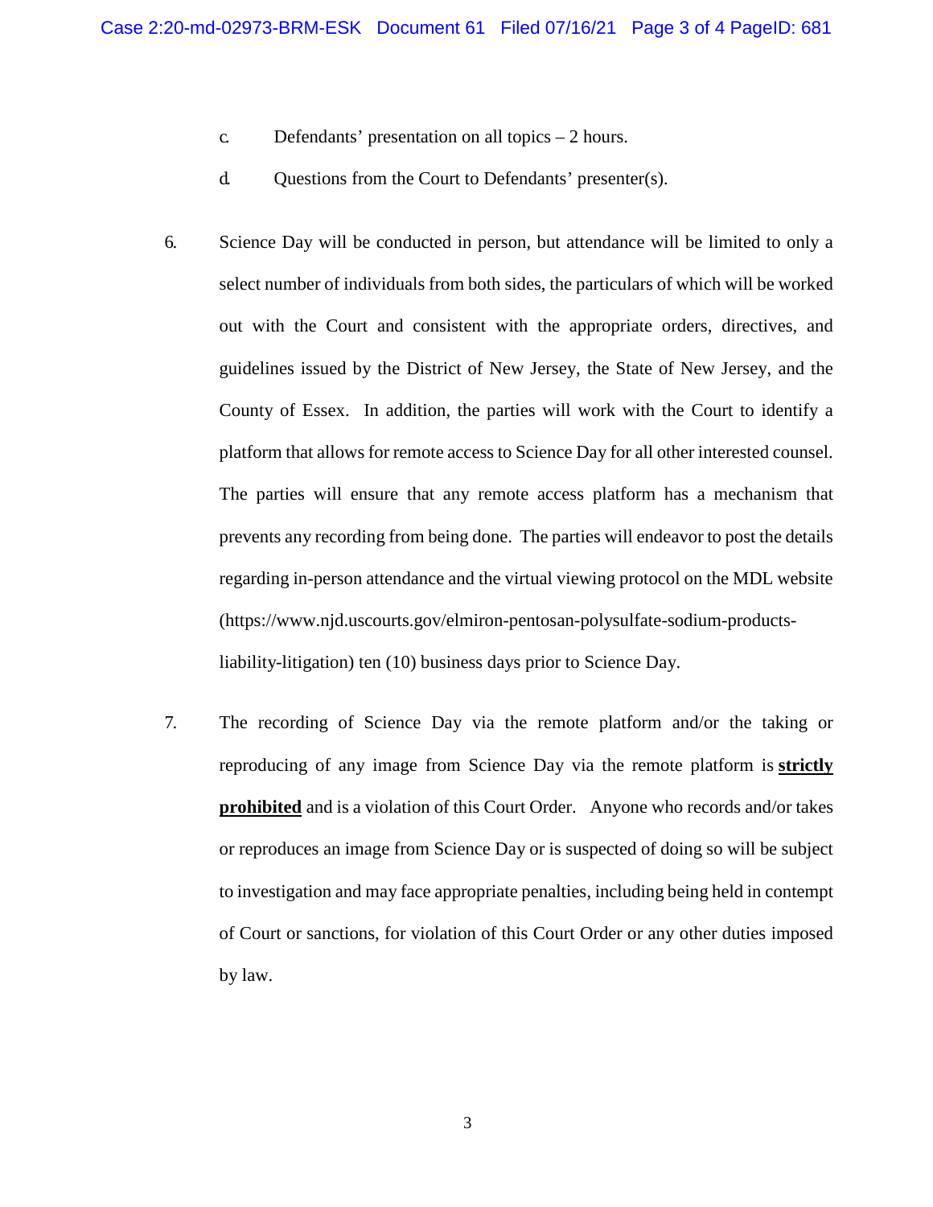c. Defendants' presentation on all topics – 2 hours.

d. Questions from the Court to Defendants' presenter(s).

6. Science Day will be conducted in person, but attendance will be limited to only a select number of individuals from both sides, the particulars of which will be worked out with the Court and consistent with the appropriate orders, directives, and guidelines issued by the District of New Jersey, the State of New Jersey, and the County of Essex. In addition, the parties will work with the Court to identify a platform that allows for remote access to Science Day for all other interested counsel. The parties will ensure that any remote access platform has a mechanism that prevents any recording from being done. The parties will endeavor to post the details regarding in-person attendance and the virtual viewing protocol on the MDL website (https://www.njd.uscourts.gov/elmiron-pentosan-polysulfate-sodium-products-liability-litigation) ten (10) business days prior to Science Day.

7. The recording of Science Day via the remote platform and/or the taking or reproducing of any image from Science Day via the remote platform is <u>**strictly prohibited**</u> and is a violation of this Court Order. Anyone who records and/or takes or reproduces an image from Science Day or is suspected of doing so will be subject to investigation and may face appropriate penalties, including being held in contempt of Court or sanctions, for violation of this Court Order or any other duties imposed by law.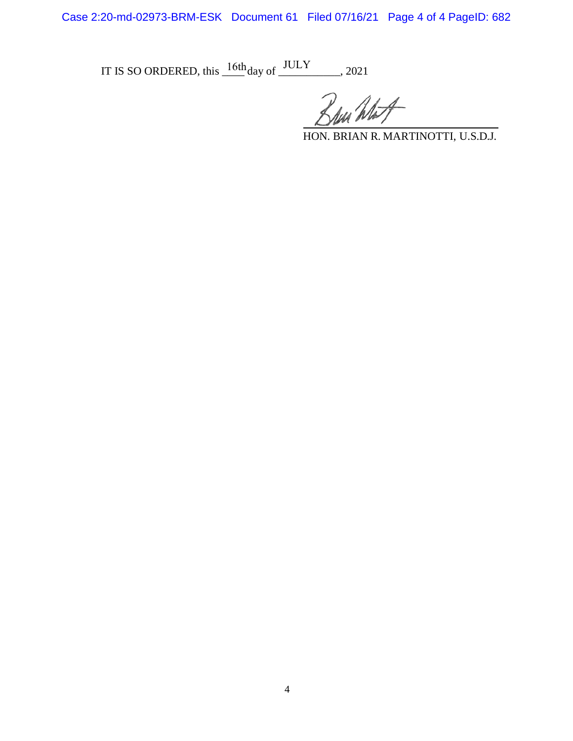IT IS SO ORDERED, this 16th day of JULY, 2021

HON. BRIAN R. MARTINOTTI, U.S.D.J.